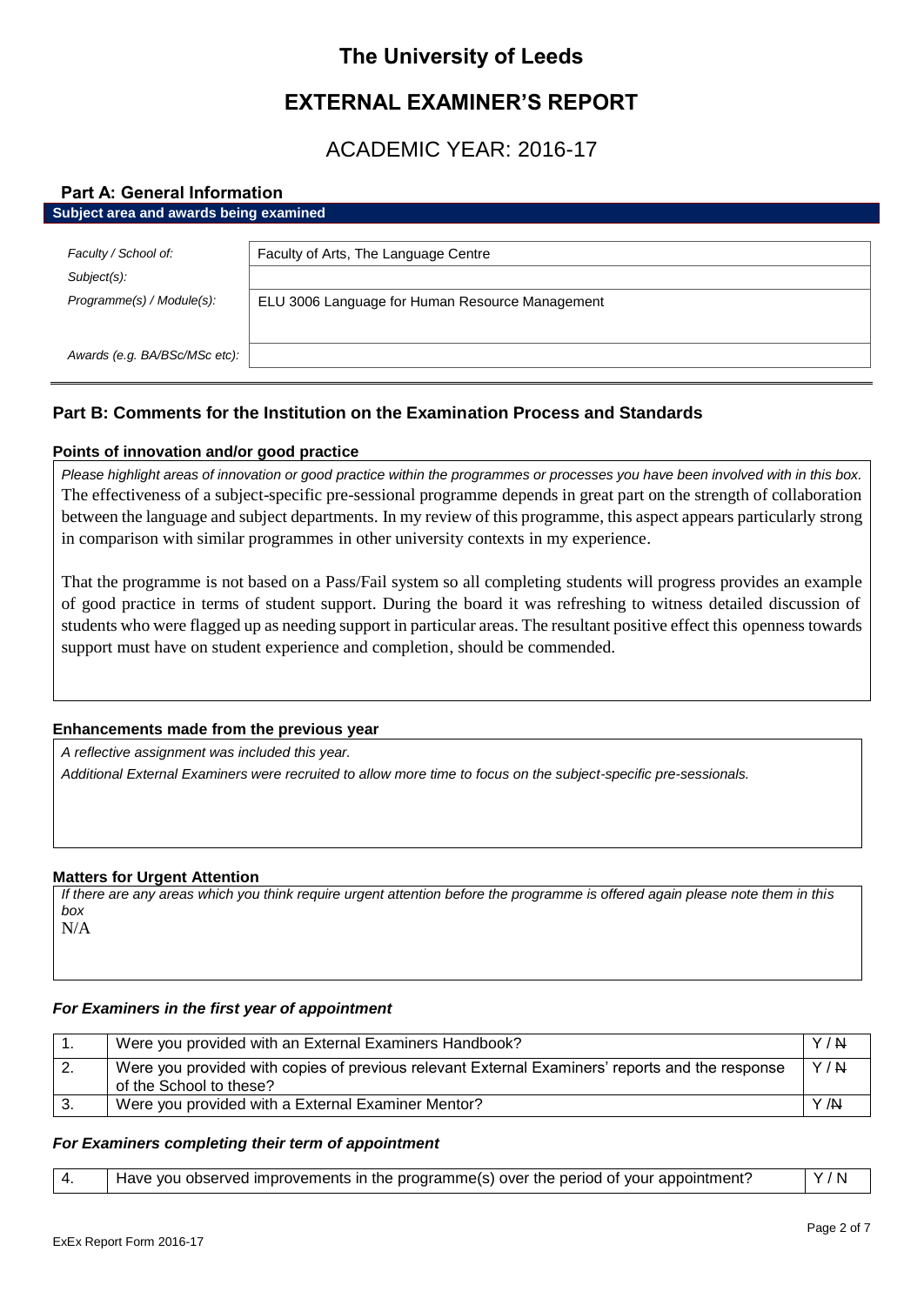# The University of Leeds

# EXTERNAL EXAMINER'S REPORT

## ACADEMIC YEAR: 2016-17

### Part A: General Information

**Subject area and awards being examined**

| | |
|---|---|
| *Faculty / School of:* | Faculty of Arts, The Language Centre |
| *Subject(s):* | |
| *Programme(s) / Module(s):* | ELU 3006 Language for Human Resource Management |
| *Awards (e.g. BA/BSc/MSc etc):* | |

### Part B: Comments for the Institution on the Examination Process and Standards

**Points of innovation and/or good practice**

*Please highlight areas of innovation or good practice within the programmes or processes you have been involved with in this box.*

The effectiveness of a subject-specific pre-sessional programme depends in great part on the strength of collaboration between the language and subject departments. In my review of this programme, this aspect appears particularly strong in comparison with similar programmes in other university contexts in my experience.

That the programme is not based on a Pass/Fail system so all completing students will progress provides an example of good practice in terms of student support. During the board it was refreshing to witness detailed discussion of students who were flagged up as needing support in particular areas. The resultant positive effect this openness towards support must have on student experience and completion, should be commended.

**Enhancements made from the previous year**

*A reflective assignment was included this year.*

*Additional External Examiners were recruited to allow more time to focus on the subject-specific pre-sessionals.*

**Matters for Urgent Attention**

*If there are any areas which you think require urgent attention before the programme is offered again please note them in this box*

N/A

#### *For Examiners in the first year of appointment*

| | | |
|---|---|---|
| 1. | Were you provided with an External Examiners Handbook? | Y / ~~N~~ |
| 2. | Were you provided with copies of previous relevant External Examiners' reports and the response of the School to these? | Y / ~~N~~ |
| 3. | Were you provided with a External Examiner Mentor? | Y /~~N~~ |

#### *For Examiners completing their term of appointment*

| | | |
|---|---|---|
| 4. | Have you observed improvements in the programme(s) over the period of your appointment? | Y / N |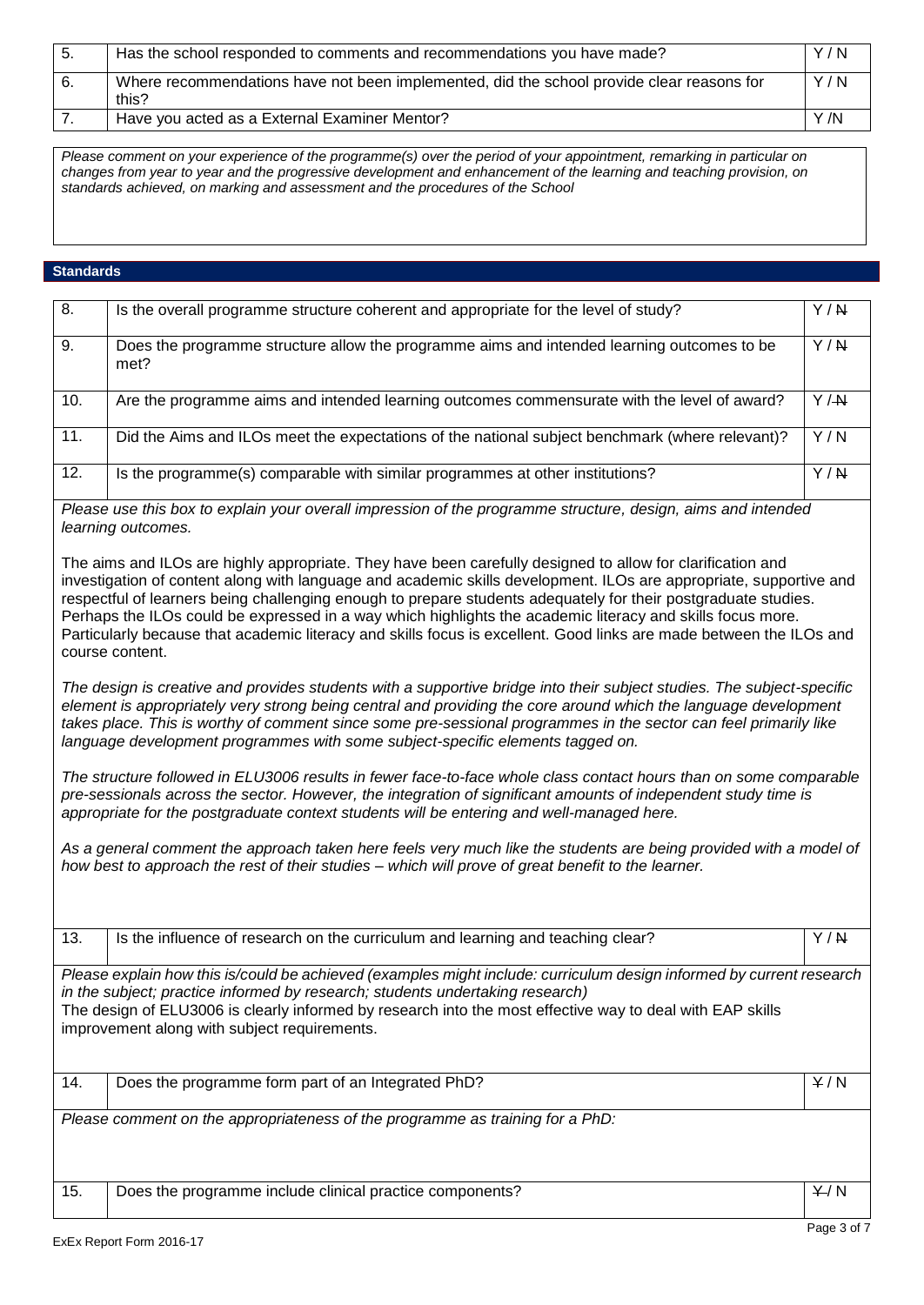| 5. | Has the school responded to comments and recommendations you have made? | Y / N |
|---|---|---|
| 6. | Where recommendations have not been implemented, did the school provide clear reasons for this? | Y / N |
| 7. | Have you acted as a External Examiner Mentor? | Y /N |

*Please comment on your experience of the programme(s) over the period of your appointment, remarking in particular on changes from year to year and the progressive development and enhancement of the learning and teaching provision, on standards achieved, on marking and assessment and the procedures of the School*

## Standards

| 8. | Is the overall programme structure coherent and appropriate for the level of study? | Y / ~~N~~ |
|---|---|---|
| 9. | Does the programme structure allow the programme aims and intended learning outcomes to be met? | Y / ~~N~~ |
| 10. | Are the programme aims and intended learning outcomes commensurate with the level of award? | Y / ~~N~~ |
| 11. | Did the Aims and ILOs meet the expectations of the national subject benchmark (where relevant)? | Y / N |
| 12. | Is the programme(s) comparable with similar programmes at other institutions? | Y / ~~N~~ |

*Please use this box to explain your overall impression of the programme structure, design, aims and intended learning outcomes.*

The aims and ILOs are highly appropriate. They have been carefully designed to allow for clarification and investigation of content along with language and academic skills development. ILOs are appropriate, supportive and respectful of learners being challenging enough to prepare students adequately for their postgraduate studies. Perhaps the ILOs could be expressed in a way which highlights the academic literacy and skills focus more. Particularly because that academic literacy and skills focus is excellent. Good links are made between the ILOs and course content.

*The design is creative and provides students with a supportive bridge into their subject studies. The subject-specific element is appropriately very strong being central and providing the core around which the language development takes place. This is worthy of comment since some pre-sessional programmes in the sector can feel primarily like language development programmes with some subject-specific elements tagged on.*

*The structure followed in ELU3006 results in fewer face-to-face whole class contact hours than on some comparable pre-sessionals across the sector. However, the integration of significant amounts of independent study time is appropriate for the postgraduate context students will be entering and well-managed here.*

*As a general comment the approach taken here feels very much like the students are being provided with a model of how best to approach the rest of their studies – which will prove of great benefit to the learner.*

| 13. | Is the influence of research on the curriculum and learning and teaching clear? | Y / ~~N~~ |
|---|---|---|

*Please explain how this is/could be achieved (examples might include: curriculum design informed by current research in the subject; practice informed by research; students undertaking research)*

The design of ELU3006 is clearly informed by research into the most effective way to deal with EAP skills improvement along with subject requirements.

| 14. | Does the programme form part of an Integrated PhD? | ~~Y~~ / N |
|---|---|---|

*Please comment on the appropriateness of the programme as training for a PhD:*

| 15. | Does the programme include clinical practice components? | ~~Y~~ / N |
|---|---|---|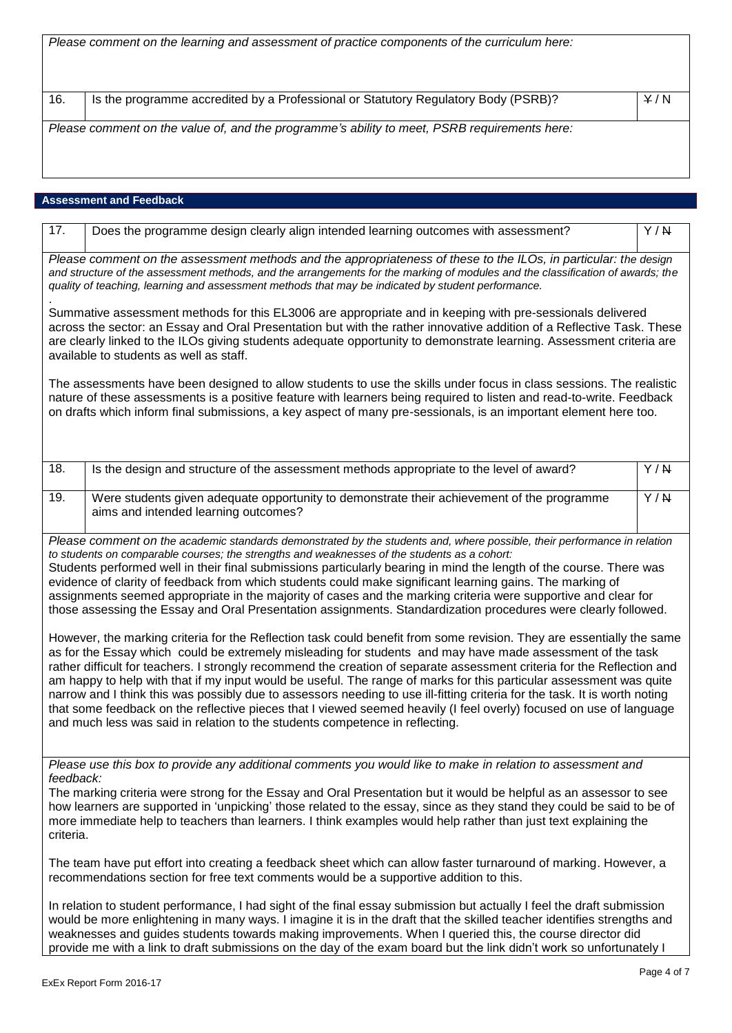*Please comment on the learning and assessment of practice components of the curriculum here:*

| 16. | Is the programme accredited by a Professional or Statutory Regulatory Body (PSRB)? | ~~Y~~ / N |
|---|---|---|

*Please comment on the value of, and the programme's ability to meet, PSRB requirements here:*

## Assessment and Feedback

| 17. | Does the programme design clearly align intended learning outcomes with assessment? | Y / ~~N~~ |
|---|---|---|

*Please comment on the assessment methods and the appropriateness of these to the ILOs, in particular: the design and structure of the assessment methods, and the arrangements for the marking of modules and the classification of awards; the quality of teaching, learning and assessment methods that may be indicated by student performance.*

.

Summative assessment methods for this EL3006 are appropriate and in keeping with pre-sessionals delivered across the sector: an Essay and Oral Presentation but with the rather innovative addition of a Reflective Task. These are clearly linked to the ILOs giving students adequate opportunity to demonstrate learning. Assessment criteria are available to students as well as staff.

The assessments have been designed to allow students to use the skills under focus in class sessions. The realistic nature of these assessments is a positive feature with learners being required to listen and read-to-write. Feedback on drafts which inform final submissions, a key aspect of many pre-sessionals, is an important element here too.

| 18. | Is the design and structure of the assessment methods appropriate to the level of award? | Y / ~~N~~ |
|---|---|---|
| 19. | Were students given adequate opportunity to demonstrate their achievement of the programme aims and intended learning outcomes? | Y / ~~N~~ |

*Please comment on the academic standards demonstrated by the students and, where possible, their performance in relation to students on comparable courses; the strengths and weaknesses of the students as a cohort:*

Students performed well in their final submissions particularly bearing in mind the length of the course. There was evidence of clarity of feedback from which students could make significant learning gains. The marking of assignments seemed appropriate in the majority of cases and the marking criteria were supportive and clear for those assessing the Essay and Oral Presentation assignments. Standardization procedures were clearly followed.

However, the marking criteria for the Reflection task could benefit from some revision. They are essentially the same as for the Essay which could be extremely misleading for students and may have made assessment of the task rather difficult for teachers. I strongly recommend the creation of separate assessment criteria for the Reflection and am happy to help with that if my input would be useful. The range of marks for this particular assessment was quite narrow and I think this was possibly due to assessors needing to use ill-fitting criteria for the task. It is worth noting that some feedback on the reflective pieces that I viewed seemed heavily (I feel overly) focused on use of language and much less was said in relation to the students competence in reflecting.

*Please use this box to provide any additional comments you would like to make in relation to assessment and feedback:*

The marking criteria were strong for the Essay and Oral Presentation but it would be helpful as an assessor to see how learners are supported in 'unpicking' those related to the essay, since as they stand they could be said to be of more immediate help to teachers than learners. I think examples would help rather than just text explaining the criteria.

The team have put effort into creating a feedback sheet which can allow faster turnaround of marking. However, a recommendations section for free text comments would be a supportive addition to this.

In relation to student performance, I had sight of the final essay submission but actually I feel the draft submission would be more enlightening in many ways. I imagine it is in the draft that the skilled teacher identifies strengths and weaknesses and guides students towards making improvements. When I queried this, the course director did provide me with a link to draft submissions on the day of the exam board but the link didn't work so unfortunately I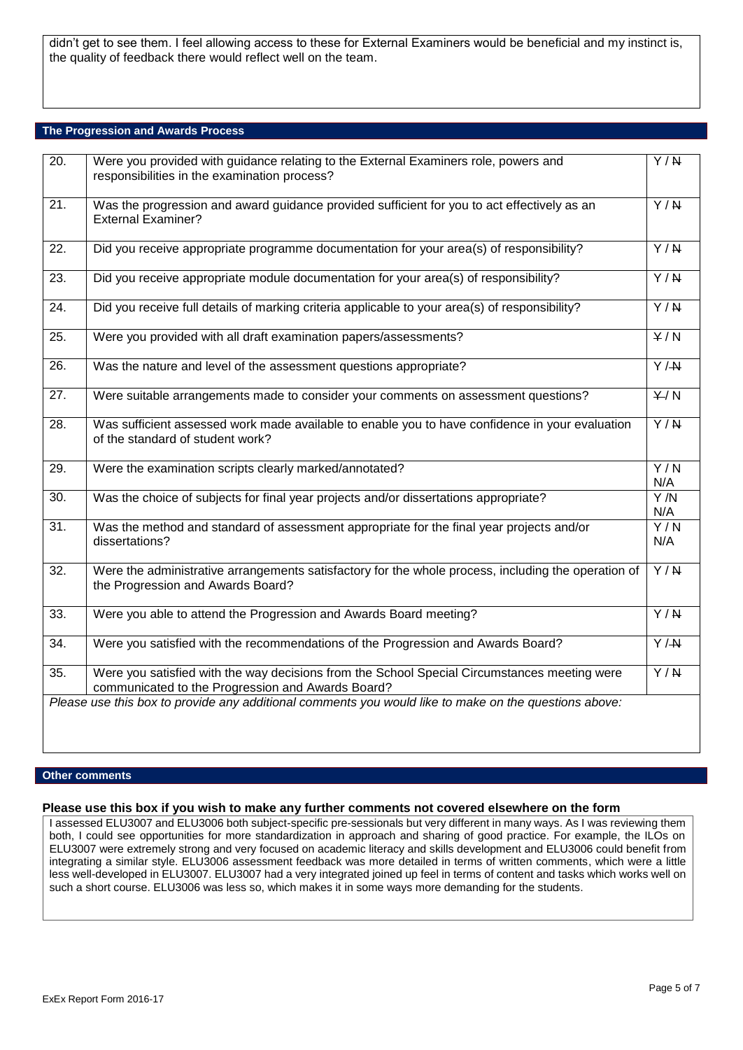didn't get to see them. I feel allowing access to these for External Examiners would be beneficial and my instinct is, the quality of feedback there would reflect well on the team.

## The Progression and Awards Process

| | | |
|---|---|---|
| 20. | Were you provided with guidance relating to the External Examiners role, powers and responsibilities in the examination process? | Y / ~~N~~ |
| 21. | Was the progression and award guidance provided sufficient for you to act effectively as an External Examiner? | Y / ~~N~~ |
| 22. | Did you receive appropriate programme documentation for your area(s) of responsibility? | Y / ~~N~~ |
| 23. | Did you receive appropriate module documentation for your area(s) of responsibility? | Y / ~~N~~ |
| 24. | Did you receive full details of marking criteria applicable to your area(s) of responsibility? | Y / ~~N~~ |
| 25. | Were you provided with all draft examination papers/assessments? | ~~Y~~ / N |
| 26. | Was the nature and level of the assessment questions appropriate? | Y / ~~N~~ |
| 27. | Were suitable arrangements made to consider your comments on assessment questions? | ~~Y~~ / N |
| 28. | Was sufficient assessed work made available to enable you to have confidence in your evaluation of the standard of student work? | Y / ~~N~~ |
| 29. | Were the examination scripts clearly marked/annotated? | Y / N N/A |
| 30. | Was the choice of subjects for final year projects and/or dissertations appropriate? | Y /N N/A |
| 31. | Was the method and standard of assessment appropriate for the final year projects and/or dissertations? | Y / N N/A |
| 32. | Were the administrative arrangements satisfactory for the whole process, including the operation of the Progression and Awards Board? | Y / ~~N~~ |
| 33. | Were you able to attend the Progression and Awards Board meeting? | Y / ~~N~~ |
| 34. | Were you satisfied with the recommendations of the Progression and Awards Board? | Y / ~~N~~ |
| 35. | Were you satisfied with the way decisions from the School Special Circumstances meeting were communicated to the Progression and Awards Board? | Y / ~~N~~ |

*Please use this box to provide any additional comments you would like to make on the questions above:*

## Other comments

**Please use this box if you wish to make any further comments not covered elsewhere on the form**

I assessed ELU3007 and ELU3006 both subject-specific pre-sessionals but very different in many ways. As I was reviewing them both, I could see opportunities for more standardization in approach and sharing of good practice. For example, the ILOs on ELU3007 were extremely strong and very focused on academic literacy and skills development and ELU3006 could benefit from integrating a similar style. ELU3006 assessment feedback was more detailed in terms of written comments, which were a little less well-developed in ELU3007. ELU3007 had a very integrated joined up feel in terms of content and tasks which works well on such a short course. ELU3006 was less so, which makes it in some ways more demanding for the students.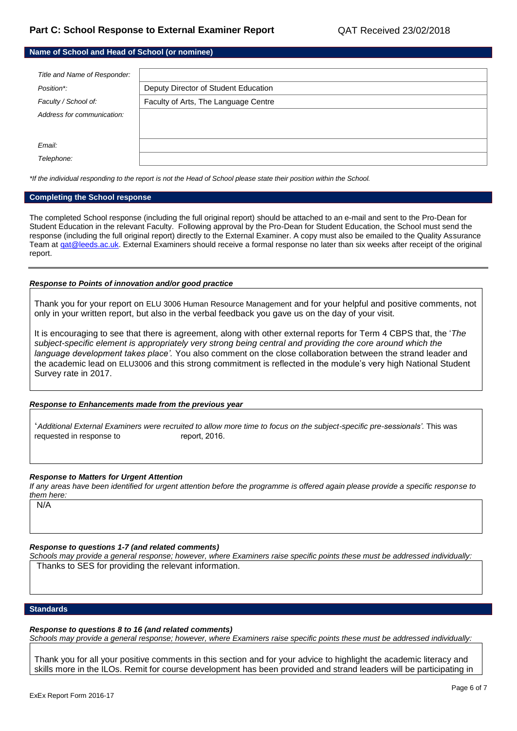## Part C: School Response to External Examiner Report

QAT Received 23/02/2018

### Name of School and Head of School (or nominee)

| | |
|---|---|
| *Title and Name of Responder:* | |
| *Position\*:* | Deputy Director of Student Education |
| *Faculty / School of:* | Faculty of Arts, The Language Centre |
| *Address for communication:* | |
| *Email:* | |
| *Telephone:* | |

*\*If the individual responding to the report is not the Head of School please state their position within the School.*

### Completing the School response

The completed School response (including the full original report) should be attached to an e-mail and sent to the Pro-Dean for Student Education in the relevant Faculty. Following approval by the Pro-Dean for Student Education, the School must send the response (including the full original report) directly to the External Examiner. A copy must also be emailed to the Quality Assurance Team at qat@leeds.ac.uk. External Examiners should receive a formal response no later than six weeks after receipt of the original report.

***Response to Points of innovation and/or good practice***

Thank you for your report on ELU 3006 Human Resource Management and for your helpful and positive comments, not only in your written report, but also in the verbal feedback you gave us on the day of your visit.

It is encouraging to see that there is agreement, along with other external reports for Term 4 CBPS that, the '*The subject-specific element is appropriately very strong being central and providing the core around which the language development takes place'.* You also comment on the close collaboration between the strand leader and the academic lead on ELU3006 and this strong commitment is reflected in the module's very high National Student Survey rate in 2017.

***Response to Enhancements made from the previous year***

'*Additional External Examiners were recruited to allow more time to focus on the subject-specific pre-sessionals'.* This was requested in response to report, 2016.

***Response to Matters for Urgent Attention***

*If any areas have been identified for urgent attention before the programme is offered again please provide a specific response to them here:*

N/A

***Response to questions 1-7 (and related comments)***

*Schools may provide a general response; however, where Examiners raise specific points these must be addressed individually:*

Thanks to SES for providing the relevant information.

### Standards

***Response to questions 8 to 16 (and related comments)***

*Schools may provide a general response; however, where Examiners raise specific points these must be addressed individually:*

Thank you for all your positive comments in this section and for your advice to highlight the academic literacy and skills more in the ILOs. Remit for course development has been provided and strand leaders will be participating in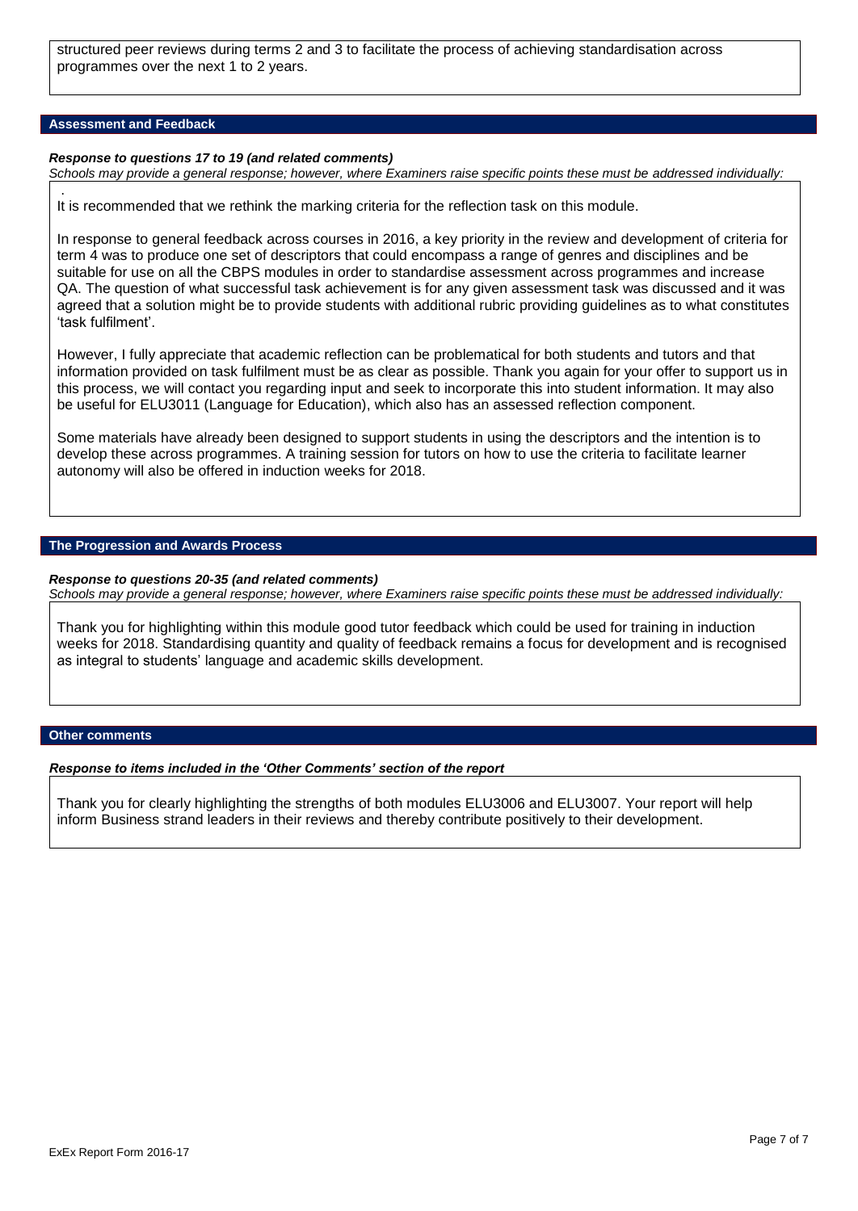structured peer reviews during terms 2 and 3 to facilitate the process of achieving standardisation across programmes over the next 1 to 2 years.

## Assessment and Feedback

***Response to questions 17 to 19 (and related comments)***

*Schools may provide a general response; however, where Examiners raise specific points these must be addressed individually:*

.

It is recommended that we rethink the marking criteria for the reflection task on this module.

In response to general feedback across courses in 2016, a key priority in the review and development of criteria for term 4 was to produce one set of descriptors that could encompass a range of genres and disciplines and be suitable for use on all the CBPS modules in order to standardise assessment across programmes and increase QA. The question of what successful task achievement is for any given assessment task was discussed and it was agreed that a solution might be to provide students with additional rubric providing guidelines as to what constitutes 'task fulfilment'.

However, I fully appreciate that academic reflection can be problematical for both students and tutors and that information provided on task fulfilment must be as clear as possible. Thank you again for your offer to support us in this process, we will contact you regarding input and seek to incorporate this into student information. It may also be useful for ELU3011 (Language for Education), which also has an assessed reflection component.

Some materials have already been designed to support students in using the descriptors and the intention is to develop these across programmes. A training session for tutors on how to use the criteria to facilitate learner autonomy will also be offered in induction weeks for 2018.

## The Progression and Awards Process

***Response to questions 20-35 (and related comments)***

*Schools may provide a general response; however, where Examiners raise specific points these must be addressed individually:*

Thank you for highlighting within this module good tutor feedback which could be used for training in induction weeks for 2018. Standardising quantity and quality of feedback remains a focus for development and is recognised as integral to students' language and academic skills development.

## Other comments

***Response to items included in the 'Other Comments' section of the report***

Thank you for clearly highlighting the strengths of both modules ELU3006 and ELU3007. Your report will help inform Business strand leaders in their reviews and thereby contribute positively to their development.